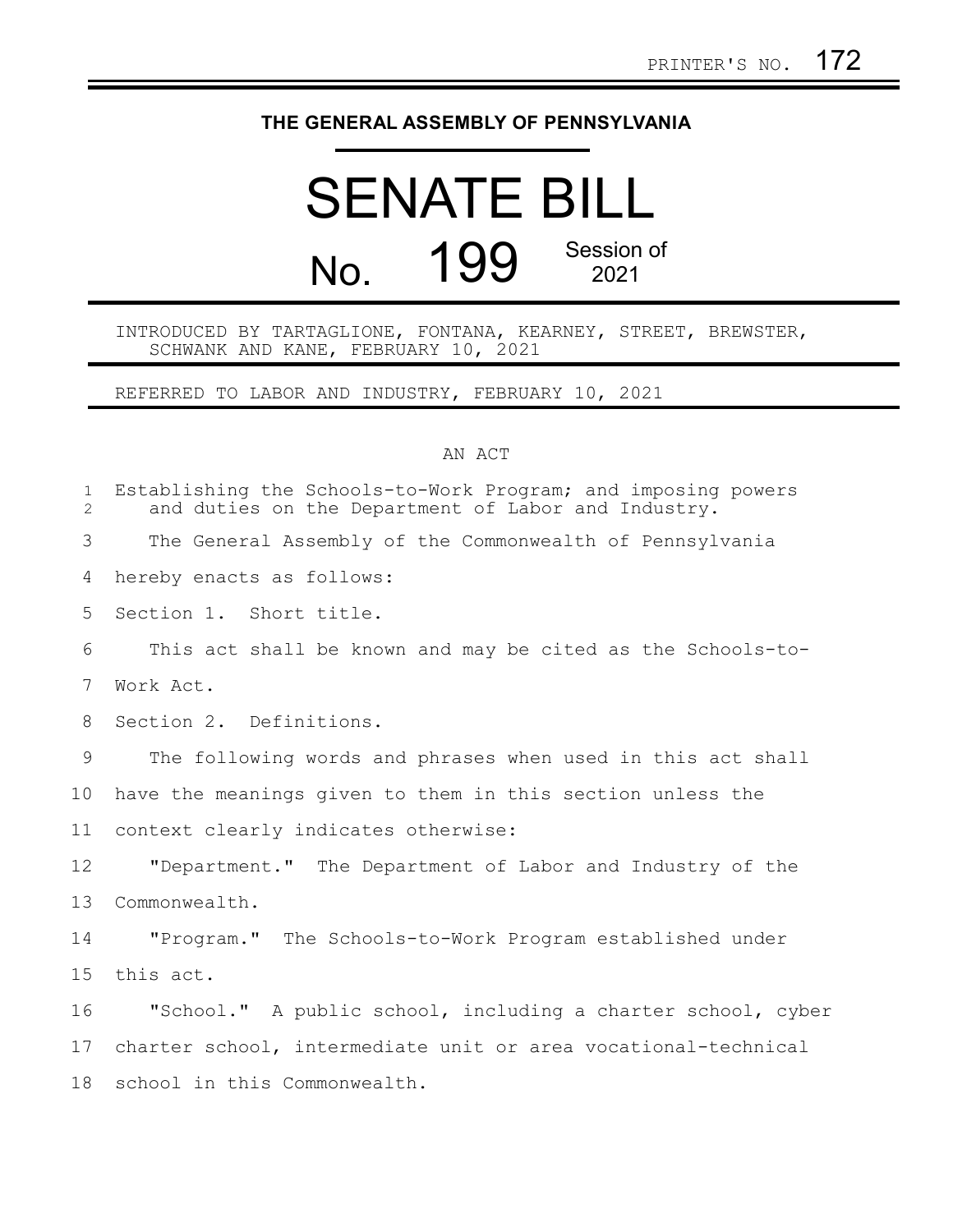PRINTER'S NO. 172

# THE GENERAL ASSEMBLY OF PENNSYLVANIA

# SENATE BILL

## No. 199 Session of 2021

INTRODUCED BY TARTAGLIONE, FONTANA, KEARNEY, STREET, BREWSTER, SCHWANK AND KANE, FEBRUARY 10, 2021

REFERRED TO LABOR AND INDUSTRY, FEBRUARY 10, 2021

AN ACT

Establishing the Schools-to-Work Program; and imposing powers and duties on the Department of Labor and Industry.

The General Assembly of the Commonwealth of Pennsylvania hereby enacts as follows:

Section 1. Short title.

This act shall be known and may be cited as the Schools-to-Work Act.

Section 2. Definitions.

The following words and phrases when used in this act shall have the meanings given to them in this section unless the context clearly indicates otherwise:

"Department." The Department of Labor and Industry of the Commonwealth.

"Program." The Schools-to-Work Program established under this act.

"School." A public school, including a charter school, cyber charter school, intermediate unit or area vocational-technical school in this Commonwealth.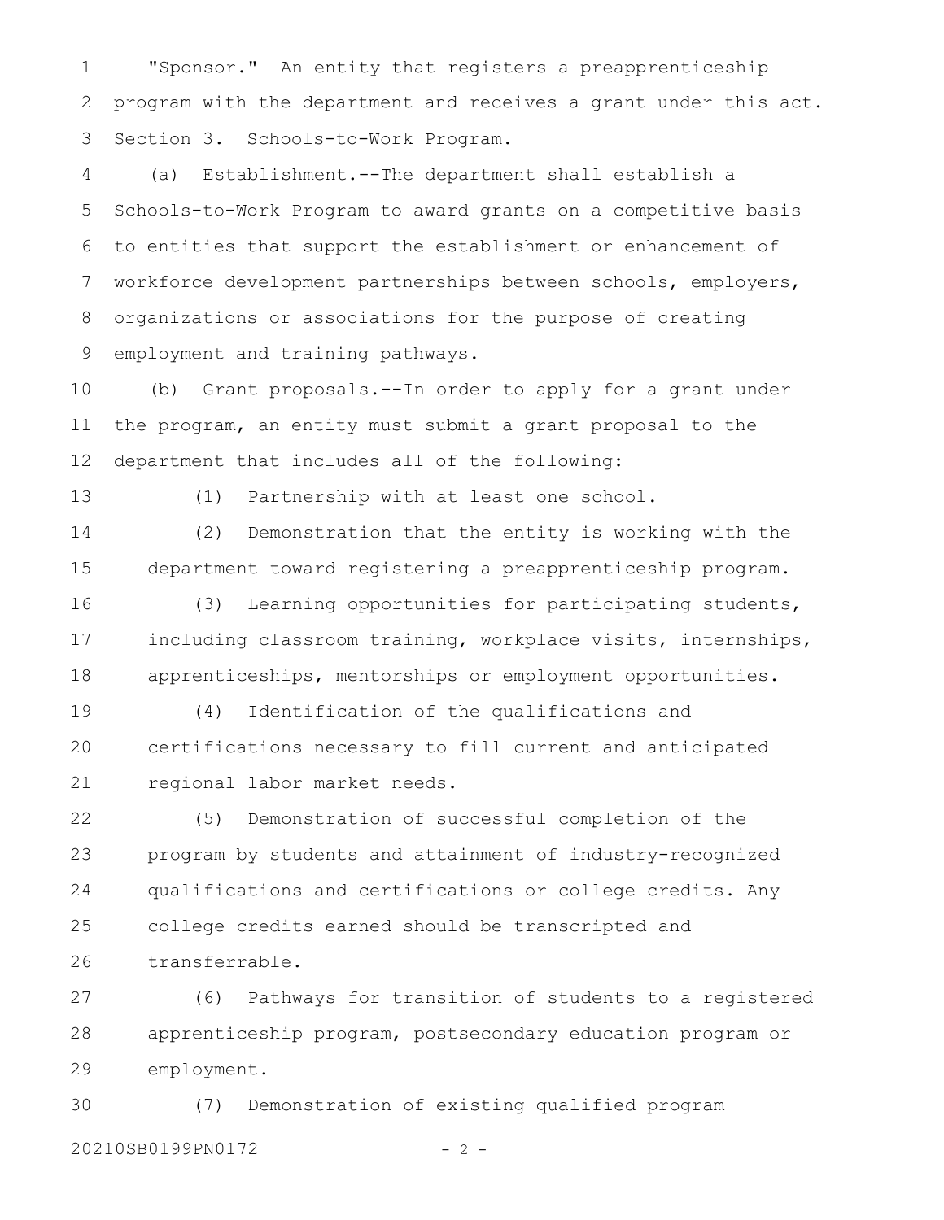"Sponsor." An entity that registers a preapprenticeship program with the department and receives a grant under this act.

Section 3. Schools-to-Work Program.

(a) Establishment.--The department shall establish a Schools-to-Work Program to award grants on a competitive basis to entities that support the establishment or enhancement of workforce development partnerships between schools, employers, organizations or associations for the purpose of creating employment and training pathways.

(b) Grant proposals.--In order to apply for a grant under the program, an entity must submit a grant proposal to the department that includes all of the following:

(1) Partnership with at least one school.

(2) Demonstration that the entity is working with the department toward registering a preapprenticeship program.

(3) Learning opportunities for participating students, including classroom training, workplace visits, internships, apprenticeships, mentorships or employment opportunities.

(4) Identification of the qualifications and certifications necessary to fill current and anticipated regional labor market needs.

(5) Demonstration of successful completion of the program by students and attainment of industry-recognized qualifications and certifications or college credits. Any college credits earned should be transcripted and transferrable.

(6) Pathways for transition of students to a registered apprenticeship program, postsecondary education program or employment.

(7) Demonstration of existing qualified program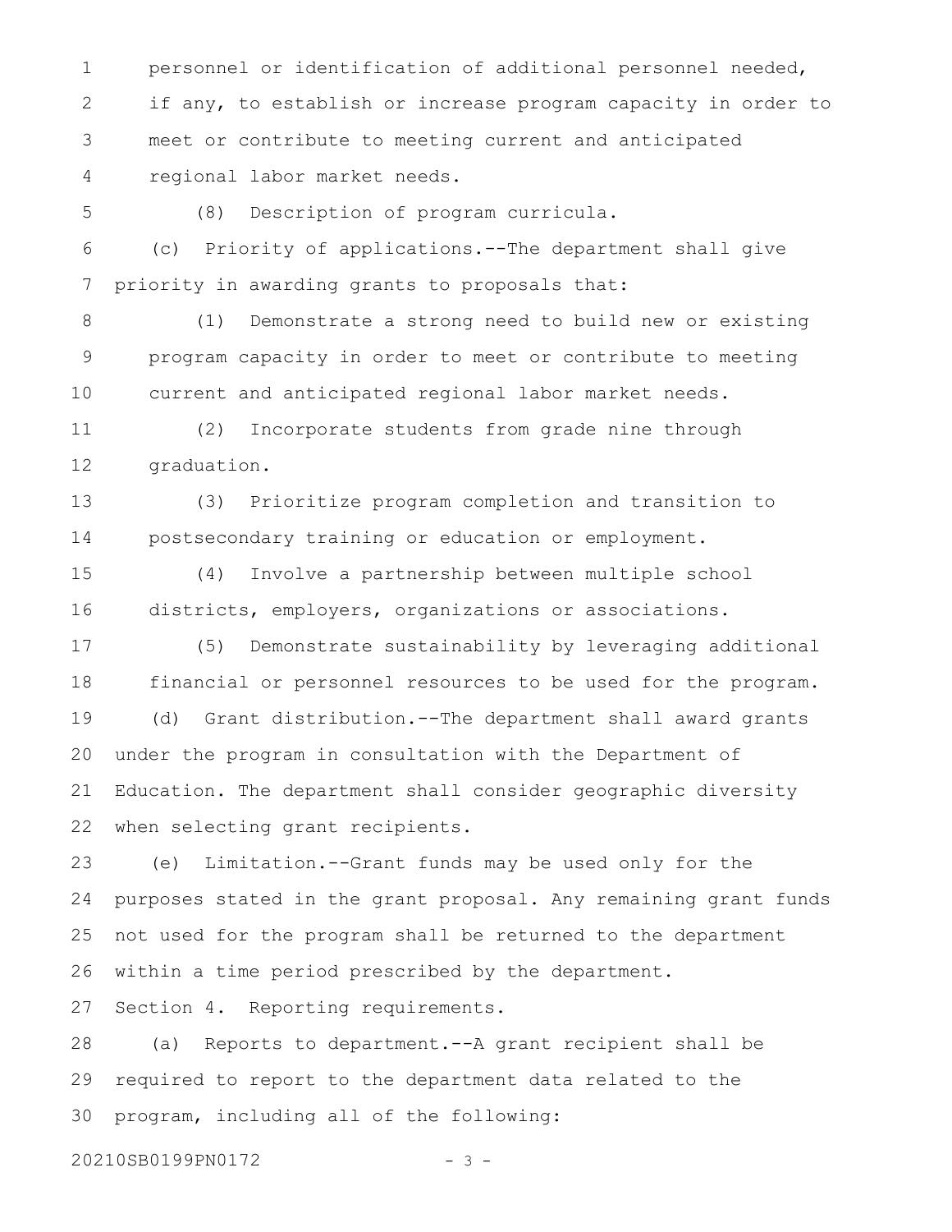personnel or identification of additional personnel needed, if any, to establish or increase program capacity in order to meet or contribute to meeting current and anticipated regional labor market needs.

(8) Description of program curricula.

(c) Priority of applications.--The department shall give priority in awarding grants to proposals that:

(1) Demonstrate a strong need to build new or existing program capacity in order to meet or contribute to meeting current and anticipated regional labor market needs.

(2) Incorporate students from grade nine through graduation.

(3) Prioritize program completion and transition to postsecondary training or education or employment.

(4) Involve a partnership between multiple school districts, employers, organizations or associations.

(5) Demonstrate sustainability by leveraging additional financial or personnel resources to be used for the program.

(d) Grant distribution.--The department shall award grants under the program in consultation with the Department of Education. The department shall consider geographic diversity when selecting grant recipients.

(e) Limitation.--Grant funds may be used only for the purposes stated in the grant proposal. Any remaining grant funds not used for the program shall be returned to the department within a time period prescribed by the department.

Section 4. Reporting requirements.

(a) Reports to department.--A grant recipient shall be required to report to the department data related to the program, including all of the following: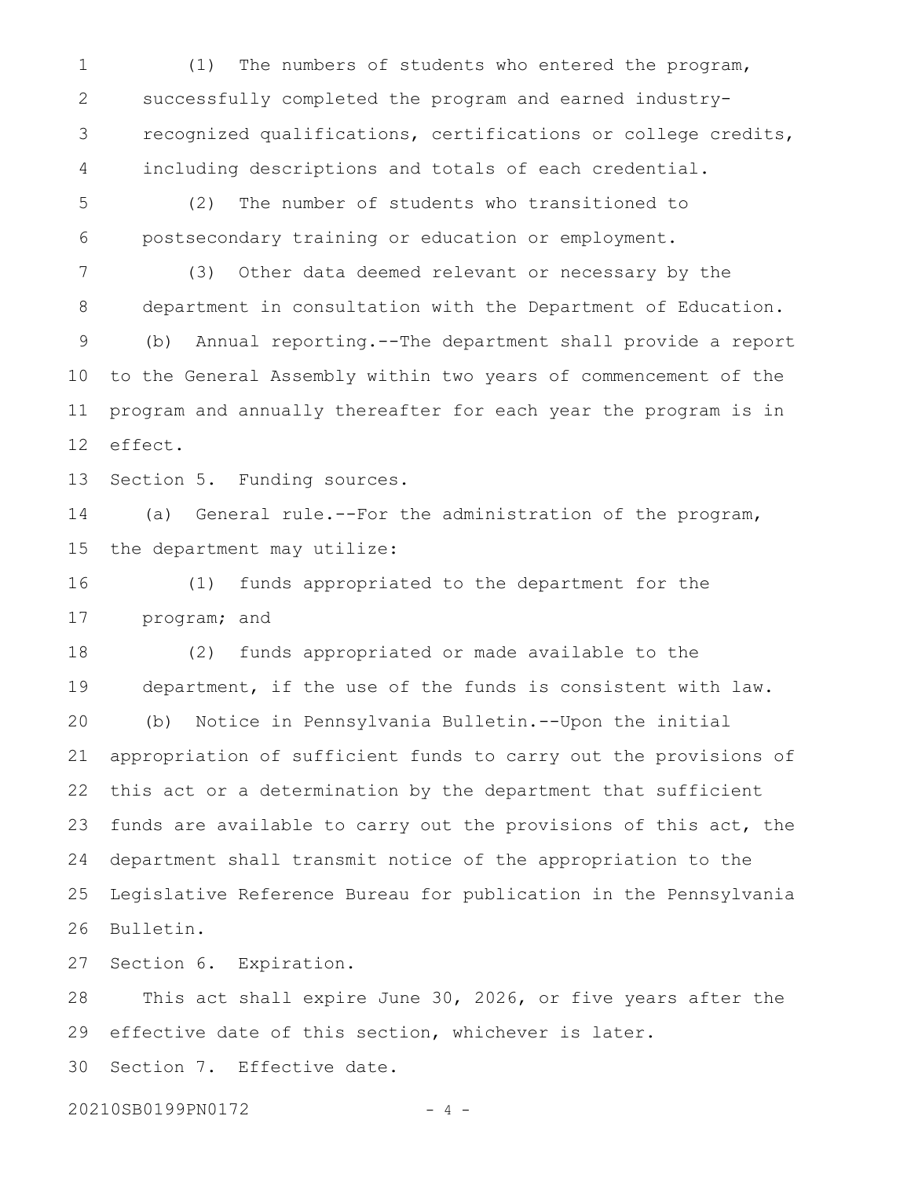(1) The numbers of students who entered the program, successfully completed the program and earned industry-recognized qualifications, certifications or college credits, including descriptions and totals of each credential.

(2) The number of students who transitioned to postsecondary training or education or employment.

(3) Other data deemed relevant or necessary by the department in consultation with the Department of Education.

(b) Annual reporting.--The department shall provide a report to the General Assembly within two years of commencement of the program and annually thereafter for each year the program is in effect.

Section 5. Funding sources.

(a) General rule.--For the administration of the program, the department may utilize:

(1) funds appropriated to the department for the program; and

(2) funds appropriated or made available to the department, if the use of the funds is consistent with law.

(b) Notice in Pennsylvania Bulletin.--Upon the initial appropriation of sufficient funds to carry out the provisions of this act or a determination by the department that sufficient funds are available to carry out the provisions of this act, the department shall transmit notice of the appropriation to the Legislative Reference Bureau for publication in the Pennsylvania Bulletin.

Section 6. Expiration.

This act shall expire June 30, 2026, or five years after the effective date of this section, whichever is later.

Section 7. Effective date.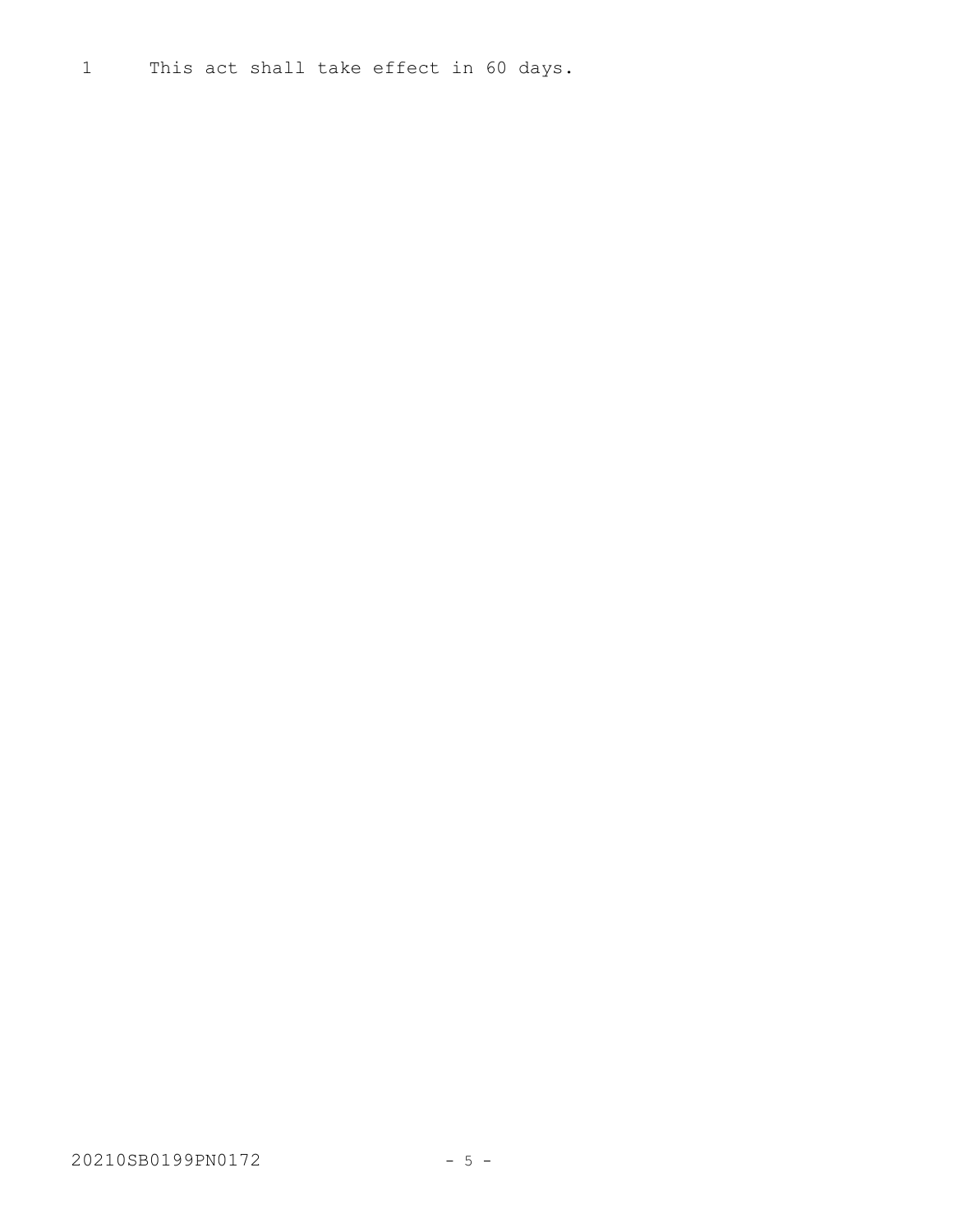This act shall take effect in 60 days.